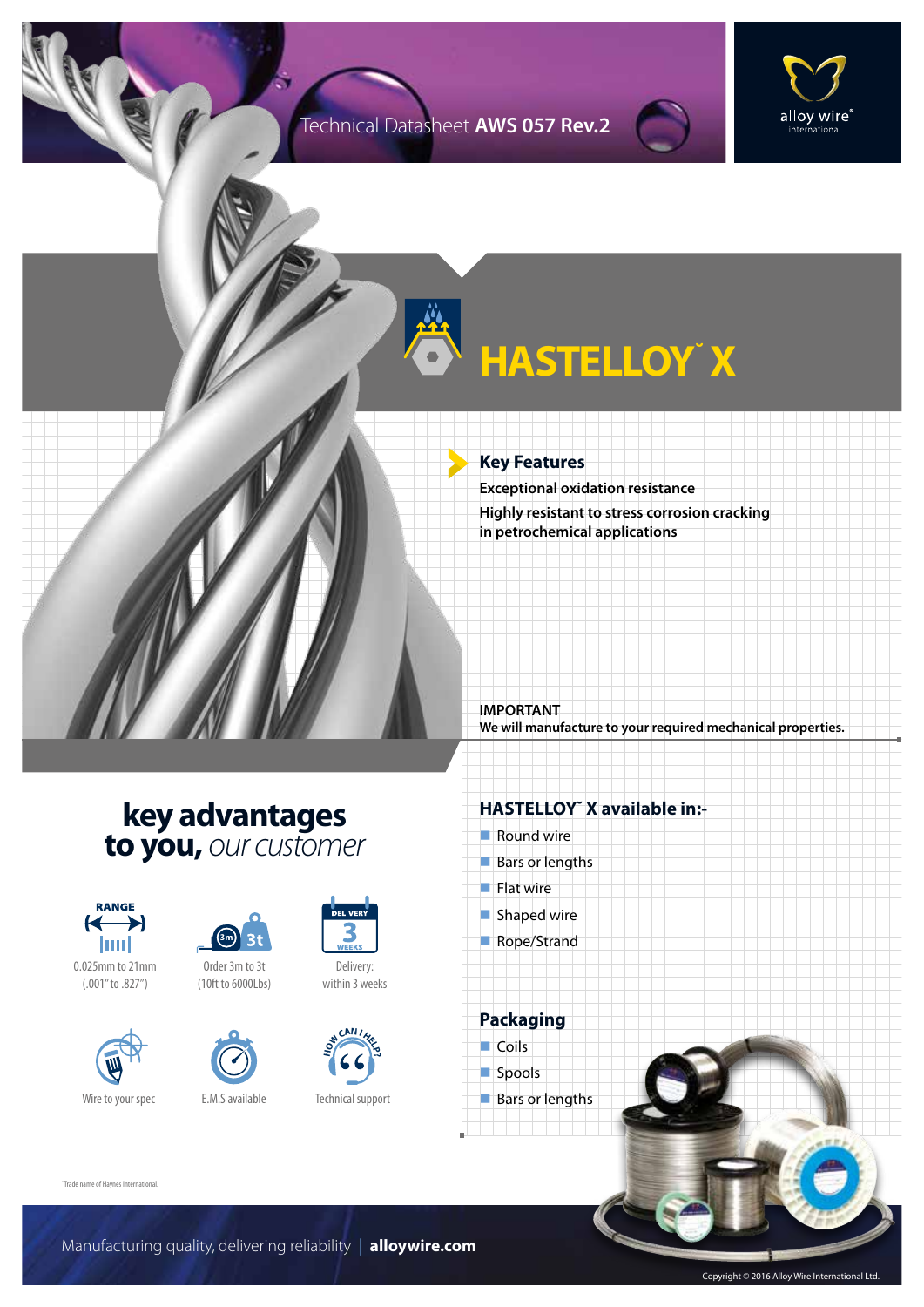Technical Datasheet **AWS 057 Rev.2**

# HASTELLOY˜ X

## Key Features

**Exceptional oxidation resistance**

**Highly resistant to stress corrosion cracking in petrochemical applications**

**IMPORTANT**

**We will manufacture to your required mechanical properties.**

## key advantages to you, *our customer*

- RANGE: 0.025mm to 21mm (.001" to .827")
- Order 3m to 3t (10ft to 6000Lbs)
- Delivery: within 3 weeks
- Wire to your spec
- E.M.S available
- Technical support

## HASTELLOY˜ X available in:-

- Round wire
- Bars or lengths
- Flat wire
- Shaped wire
- Rope/Strand

## Packaging

- Coils
- Spools
- Bars or lengths

˜Trade name of Haynes International.

Manufacturing quality, delivering reliability | **alloywire.com**

Copyright © 2016 Alloy Wire International Ltd.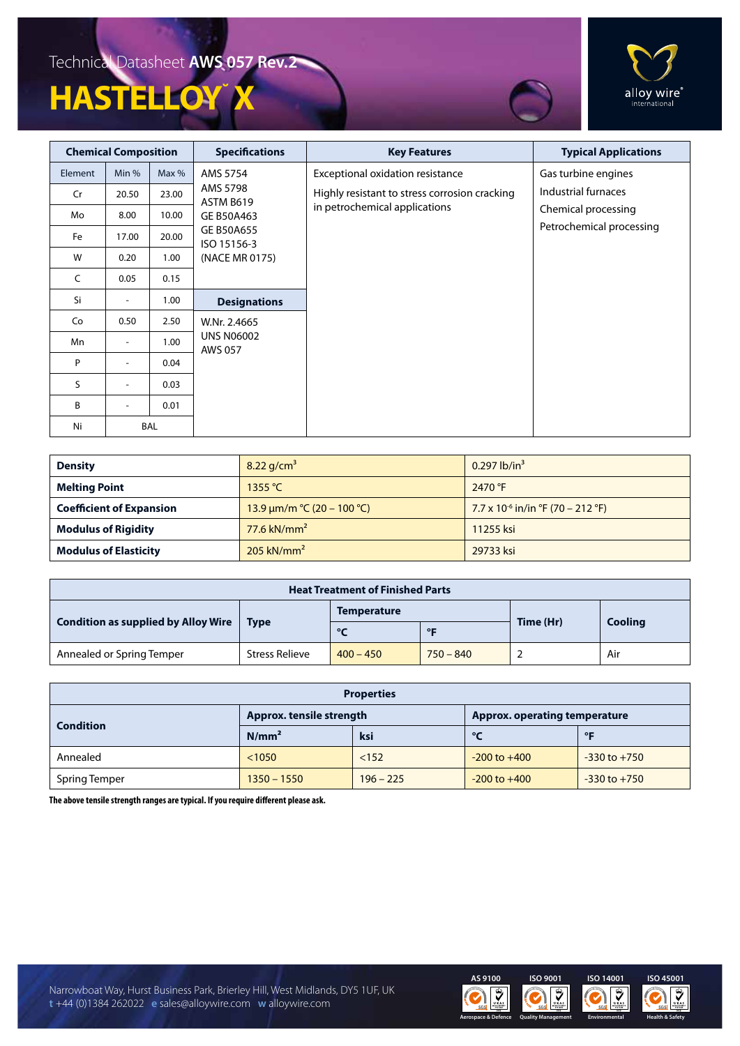Technical Datasheet **AWS 057 Rev.2**

# HASTELLOY X

| Chemical Composition | | | Specifications | Key Features | Typical Applications |
|---|---|---|---|---|---|
| Element | Min % | Max % | AMS 5754<br>AMS 5798<br>ASTM B619<br>GE B50A463<br>GE B50A655<br>ISO 15156-3<br>(NACE MR 0175) | Exceptional oxidation resistance<br>Highly resistant to stress corrosion cracking in petrochemical applications | Gas turbine engines<br>Industrial furnaces<br>Chemical processing<br>Petrochemical processing |
| Cr | 20.50 | 23.00 | | | |
| Mo | 8.00 | 10.00 | | | |
| Fe | 17.00 | 20.00 | | | |
| W | 0.20 | 1.00 | | | |
| C | 0.05 | 0.15 | | | |
| Si | - | 1.00 | **Designations** | | |
| Co | 0.50 | 2.50 | W.Nr. 2.4665<br>UNS N06002<br>AWS 057 | | |
| Mn | - | 1.00 | | | |
| P | - | 0.04 | | | |
| S | - | 0.03 | | | |
| B | - | 0.01 | | | |
| Ni | BAL | | | | |

| | | |
|---|---|---|
| **Density** | 8.22 g/cm³ | 0.297 lb/in³ |
| **Melting Point** | 1355 °C | 2470 °F |
| **Coefficient of Expansion** | 13.9 µm/m °C (20 – 100 °C) | 7.7 x $10^{-6}$ in/in °F (70 – 212 °F) |
| **Modulus of Rigidity** | 77.6 kN/mm² | 11255 ksi |
| **Modulus of Elasticity** | 205 kN/mm² | 29733 ksi |

**Heat Treatment of Finished Parts**

| Condition as supplied by Alloy Wire | Type | Temperature | | Time (Hr) | Cooling |
|---|---|---|---|---|---|
| | | °C | °F | | |
| Annealed or Spring Temper | Stress Relieve | 400 – 450 | 750 – 840 | 2 | Air |

**Properties**

| Condition | Approx. tensile strength | | Approx. operating temperature | |
|---|---|---|---|---|
| | N/mm² | ksi | °C | °F |
| Annealed | <1050 | <152 | -200 to +400 | -330 to +750 |
| Spring Temper | 1350 – 1550 | 196 – 225 | -200 to +400 | -330 to +750 |

**The above tensile strength ranges are typical. If you require different please ask.**

Narrowboat Way, Hurst Business Park, Brierley Hill, West Midlands, DY5 1UF, UK
**t** +44 (0)1384 262022 **e** sales@alloywire.com **w** alloywire.com

AS 9100 Aerospace & Defence | ISO 9001 Quality Management | ISO 14001 Environmental | ISO 45001 Health & Safety